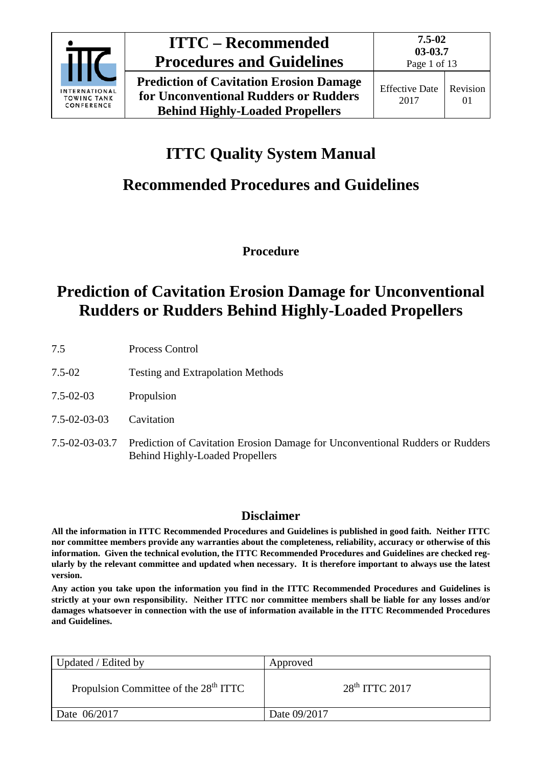# ITTC Quality System Manual

## Recommended Procedures and Guidelines

**Procedure**

# Prediction of Cavitation Erosion Damage for Unconventional Rudders or Rudders Behind Highly-Loaded Propellers

| | |
|---|---|
| 7.5 | Process Control |
| 7.5-02 | Testing and Extrapolation Methods |
| 7.5-02-03 | Propulsion |
| 7.5-02-03-03 | Cavitation |
| 7.5-02-03-03.7 | Prediction of Cavitation Erosion Damage for Unconventional Rudders or Rudders Behind Highly-Loaded Propellers |

## Disclaimer

**All the information in ITTC Recommended Procedures and Guidelines is published in good faith. Neither ITTC nor committee members provide any warranties about the completeness, reliability, accuracy or otherwise of this information. Given the technical evolution, the ITTC Recommended Procedures and Guidelines are checked regularly by the relevant committee and updated when necessary. It is therefore important to always use the latest version.**

**Any action you take upon the information you find in the ITTC Recommended Procedures and Guidelines is strictly at your own responsibility. Neither ITTC nor committee members shall be liable for any losses and/or damages whatsoever in connection with the use of information available in the ITTC Recommended Procedures and Guidelines.**

| Updated / Edited by | Approved |
|---|---|
| Propulsion Committee of the 28th ITTC | 28th ITTC 2017 |
| Date 06/2017 | Date 09/2017 |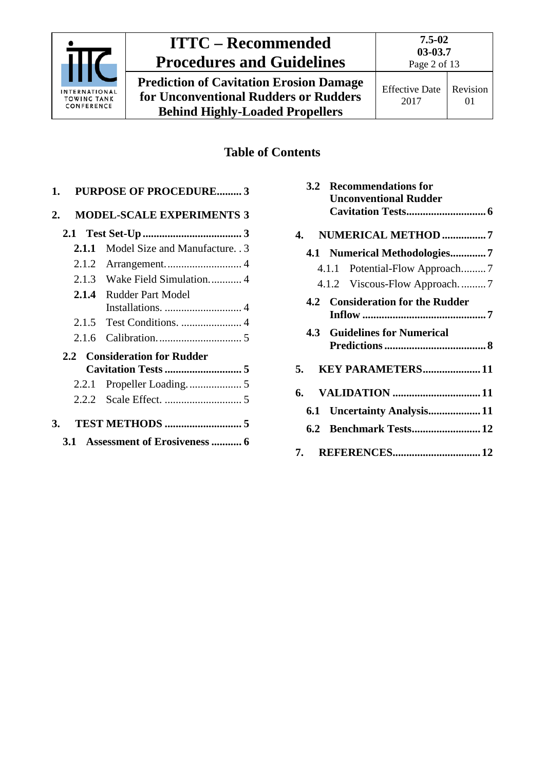## Table of Contents

1. **PURPOSE OF PROCEDURE......... 3**
2. **MODEL-SCALE EXPERIMENTS 3**
   - **2.1 Test Set-Up ..................................... 3**
     - **2.1.1** Model Size and Manufacture. . 3
     - 2.1.2 Arrangement............................ 4
     - 2.1.3 Wake Field Simulation............ 4
     - **2.1.4** Rudder Part Model Installations. ............................ 4
     - 2.1.5 Test Conditions. ...................... 4
     - 2.1.6 Calibration............................... 5
   - **2.2 Consideration for Rudder Cavitation Tests ............................ 5**
     - 2.2.1 Propeller Loading.................... 5
     - 2.2.2 Scale Effect. ............................ 5
3. **TEST METHODS ............................ 5**
   - **3.1 Assessment of Erosiveness ........... 6**
   - **3.2 Recommendations for Unconventional Rudder Cavitation Tests............................. 6**
4. **NUMERICAL METHOD ................ 7**
   - **4.1 Numerical Methodologies............. 7**
     - 4.1.1 Potential-Flow Approach......... 7
     - 4.1.2 Viscous-Flow Approach. ......... 7
   - **4.2 Consideration for the Rudder Inflow ............................................. 7**
   - **4.3 Guidelines for Numerical Predictions ..................................... 8**
5. **KEY PARAMETERS..................... 11**
6. **VALIDATION ................................ 11**
   - **6.1 Uncertainty Analysis................... 11**
   - **6.2 Benchmark Tests......................... 12**
7. **REFERENCES............................... 12**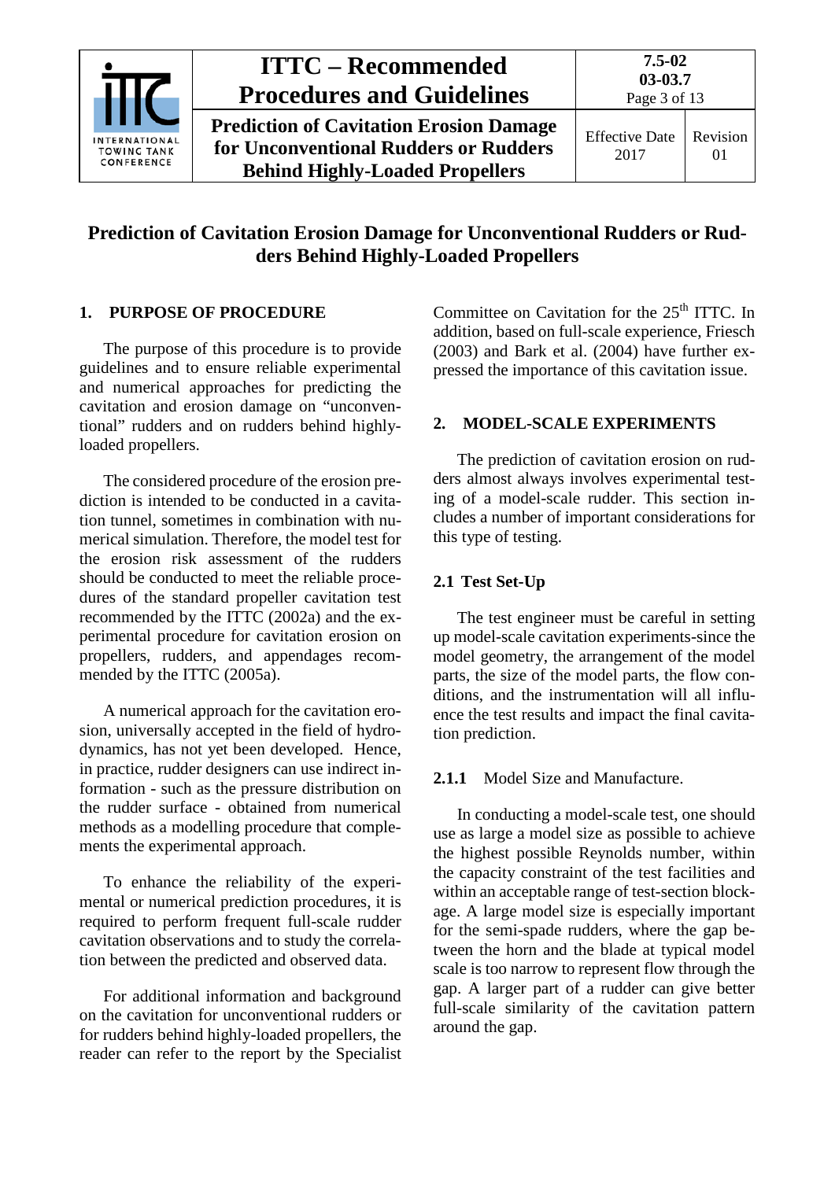# Prediction of Cavitation Erosion Damage for Unconventional Rudders or Rudders Behind Highly-Loaded Propellers

## 1. PURPOSE OF PROCEDURE

The purpose of this procedure is to provide guidelines and to ensure reliable experimental and numerical approaches for predicting the cavitation and erosion damage on "unconventional" rudders and on rudders behind highly-loaded propellers.

The considered procedure of the erosion prediction is intended to be conducted in a cavitation tunnel, sometimes in combination with numerical simulation. Therefore, the model test for the erosion risk assessment of the rudders should be conducted to meet the reliable procedures of the standard propeller cavitation test recommended by the ITTC (2002a) and the experimental procedure for cavitation erosion on propellers, rudders, and appendages recommended by the ITTC (2005a).

A numerical approach for the cavitation erosion, universally accepted in the field of hydrodynamics, has not yet been developed. Hence, in practice, rudder designers can use indirect information - such as the pressure distribution on the rudder surface - obtained from numerical methods as a modelling procedure that complements the experimental approach.

To enhance the reliability of the experimental or numerical prediction procedures, it is required to perform frequent full-scale rudder cavitation observations and to study the correlation between the predicted and observed data.

For additional information and background on the cavitation for unconventional rudders or for rudders behind highly-loaded propellers, the reader can refer to the report by the Specialist Committee on Cavitation for the 25th ITTC. In addition, based on full-scale experience, Friesch (2003) and Bark et al. (2004) have further expressed the importance of this cavitation issue.

## 2. MODEL-SCALE EXPERIMENTS

The prediction of cavitation erosion on rudders almost always involves experimental testing of a model-scale rudder. This section includes a number of important considerations for this type of testing.

### 2.1 Test Set-Up

The test engineer must be careful in setting up model-scale cavitation experiments-since the model geometry, the arrangement of the model parts, the size of the model parts, the flow conditions, and the instrumentation will all influence the test results and impact the final cavitation prediction.

#### 2.1.1 Model Size and Manufacture.

In conducting a model-scale test, one should use as large a model size as possible to achieve the highest possible Reynolds number, within the capacity constraint of the test facilities and within an acceptable range of test-section blockage. A large model size is especially important for the semi-spade rudders, where the gap between the horn and the blade at typical model scale is too narrow to represent flow through the gap. A larger part of a rudder can give better full-scale similarity of the cavitation pattern around the gap.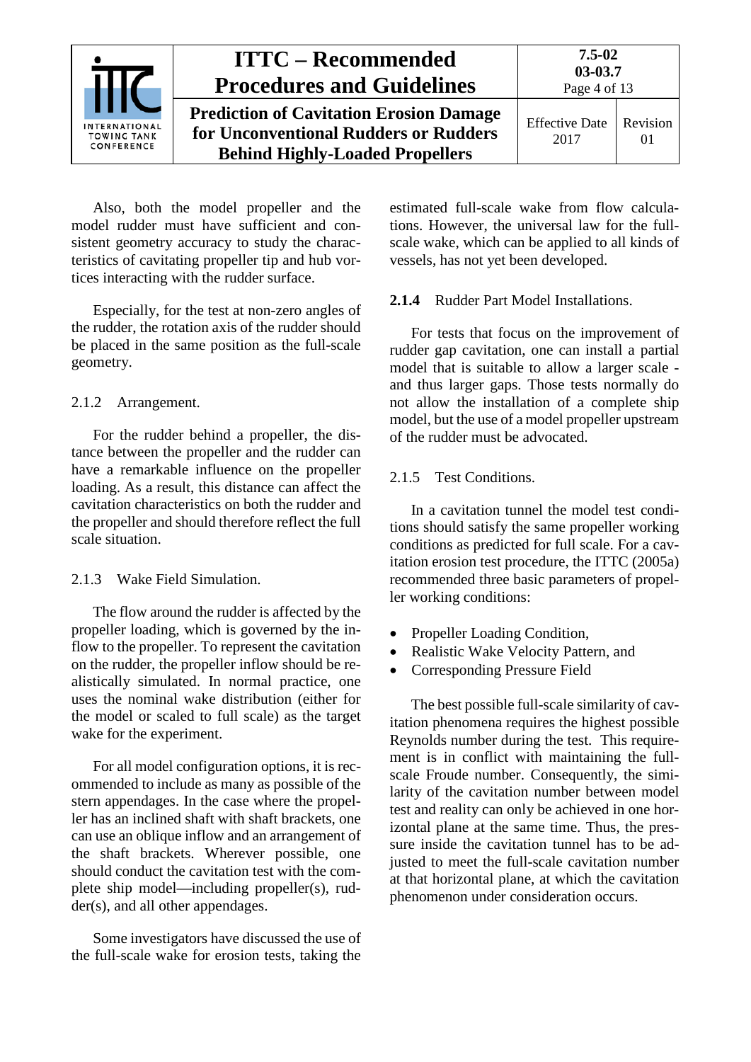Also, both the model propeller and the model rudder must have sufficient and consistent geometry accuracy to study the characteristics of cavitating propeller tip and hub vortices interacting with the rudder surface.

Especially, for the test at non-zero angles of the rudder, the rotation axis of the rudder should be placed in the same position as the full-scale geometry.

### 2.1.2 Arrangement.

For the rudder behind a propeller, the distance between the propeller and the rudder can have a remarkable influence on the propeller loading. As a result, this distance can affect the cavitation characteristics on both the rudder and the propeller and should therefore reflect the full scale situation.

### 2.1.3 Wake Field Simulation.

The flow around the rudder is affected by the propeller loading, which is governed by the inflow to the propeller. To represent the cavitation on the rudder, the propeller inflow should be realistically simulated. In normal practice, one uses the nominal wake distribution (either for the model or scaled to full scale) as the target wake for the experiment.

For all model configuration options, it is recommended to include as many as possible of the stern appendages. In the case where the propeller has an inclined shaft with shaft brackets, one can use an oblique inflow and an arrangement of the shaft brackets. Wherever possible, one should conduct the cavitation test with the complete ship model—including propeller(s), rudder(s), and all other appendages.

Some investigators have discussed the use of the full-scale wake for erosion tests, taking the estimated full-scale wake from flow calculations. However, the universal law for the full-scale wake, which can be applied to all kinds of vessels, has not yet been developed.

### 2.1.4 Rudder Part Model Installations.

For tests that focus on the improvement of rudder gap cavitation, one can install a partial model that is suitable to allow a larger scale - and thus larger gaps. Those tests normally do not allow the installation of a complete ship model, but the use of a model propeller upstream of the rudder must be advocated.

### 2.1.5 Test Conditions.

In a cavitation tunnel the model test conditions should satisfy the same propeller working conditions as predicted for full scale. For a cavitation erosion test procedure, the ITTC (2005a) recommended three basic parameters of propeller working conditions:

- Propeller Loading Condition,
- Realistic Wake Velocity Pattern, and
- Corresponding Pressure Field

The best possible full-scale similarity of cavitation phenomena requires the highest possible Reynolds number during the test. This requirement is in conflict with maintaining the full-scale Froude number. Consequently, the similarity of the cavitation number between model test and reality can only be achieved in one horizontal plane at the same time. Thus, the pressure inside the cavitation tunnel has to be adjusted to meet the full-scale cavitation number at that horizontal plane, at which the cavitation phenomenon under consideration occurs.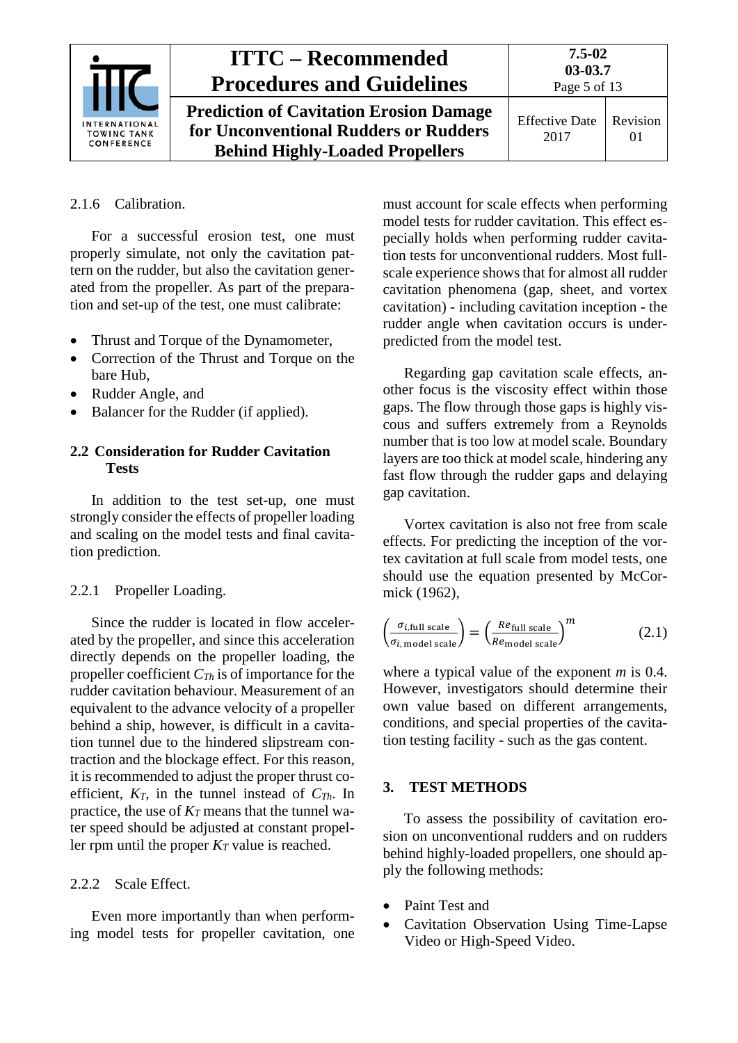2.1.6 Calibration.

For a successful erosion test, one must properly simulate, not only the cavitation pattern on the rudder, but also the cavitation generated from the propeller. As part of the preparation and set-up of the test, one must calibrate:

- Thrust and Torque of the Dynamometer,
- Correction of the Thrust and Torque on the bare Hub,
- Rudder Angle, and
- Balancer for the Rudder (if applied).

## 2.2 Consideration for Rudder Cavitation Tests

In addition to the test set-up, one must strongly consider the effects of propeller loading and scaling on the model tests and final cavitation prediction.

2.2.1 Propeller Loading.

Since the rudder is located in flow accelerated by the propeller, and since this acceleration directly depends on the propeller loading, the propeller coefficient $C_{Th}$ is of importance for the rudder cavitation behaviour. Measurement of an equivalent to the advance velocity of a propeller behind a ship, however, is difficult in a cavitation tunnel due to the hindered slipstream contraction and the blockage effect. For this reason, it is recommended to adjust the proper thrust coefficient, $K_T$, in the tunnel instead of $C_{Th}$. In practice, the use of $K_T$ means that the tunnel water speed should be adjusted at constant propeller rpm until the proper $K_T$ value is reached.

2.2.2 Scale Effect.

Even more importantly than when performing model tests for propeller cavitation, one must account for scale effects when performing model tests for rudder cavitation. This effect especially holds when performing rudder cavitation tests for unconventional rudders. Most full-scale experience shows that for almost all rudder cavitation phenomena (gap, sheet, and vortex cavitation) - including cavitation inception - the rudder angle when cavitation occurs is under-predicted from the model test.

Regarding gap cavitation scale effects, another focus is the viscosity effect within those gaps. The flow through those gaps is highly viscous and suffers extremely from a Reynolds number that is too low at model scale. Boundary layers are too thick at model scale, hindering any fast flow through the rudder gaps and delaying gap cavitation.

Vortex cavitation is also not free from scale effects. For predicting the inception of the vortex cavitation at full scale from model tests, one should use the equation presented by McCormick (1962),

$$\left(\frac{\sigma_{i,\text{full scale}}}{\sigma_{i,\text{model scale}}}\right) = \left(\frac{Re_{\text{full scale}}}{Re_{\text{model scale}}}\right)^m \qquad (2.1)$$

where a typical value of the exponent $m$ is 0.4. However, investigators should determine their own value based on different arrangements, conditions, and special properties of the cavitation testing facility - such as the gas content.

# 3. TEST METHODS

To assess the possibility of cavitation erosion on unconventional rudders and on rudders behind highly-loaded propellers, one should apply the following methods:

- Paint Test and
- Cavitation Observation Using Time-Lapse Video or High-Speed Video.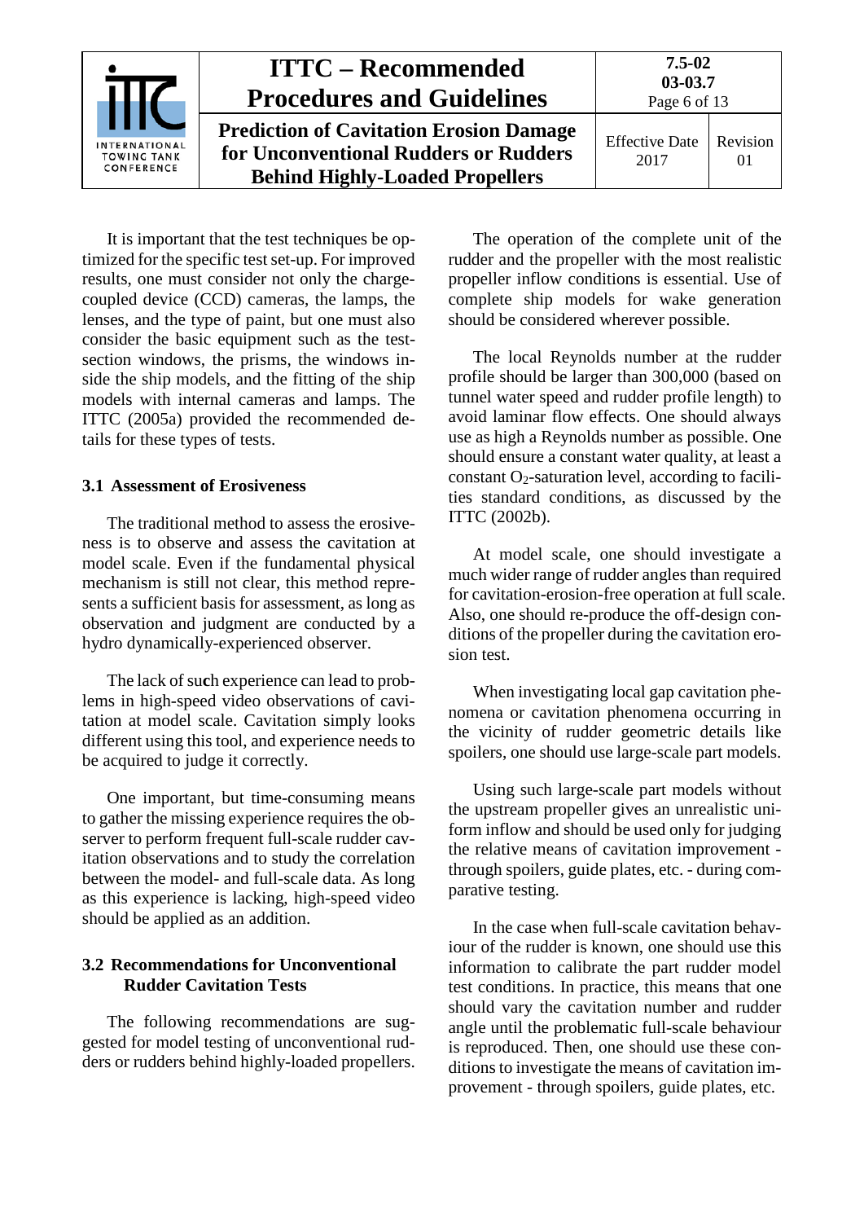It is important that the test techniques be optimized for the specific test set-up. For improved results, one must consider not only the charge-coupled device (CCD) cameras, the lamps, the lenses, and the type of paint, but one must also consider the basic equipment such as the test-section windows, the prisms, the windows inside the ship models, and the fitting of the ship models with internal cameras and lamps. The ITTC (2005a) provided the recommended details for these types of tests.

### 3.1 Assessment of Erosiveness

The traditional method to assess the erosiveness is to observe and assess the cavitation at model scale. Even if the fundamental physical mechanism is still not clear, this method represents a sufficient basis for assessment, as long as observation and judgment are conducted by a hydro dynamically-experienced observer.

The lack of such experience can lead to problems in high-speed video observations of cavitation at model scale. Cavitation simply looks different using this tool, and experience needs to be acquired to judge it correctly.

One important, but time-consuming means to gather the missing experience requires the observer to perform frequent full-scale rudder cavitation observations and to study the correlation between the model- and full-scale data. As long as this experience is lacking, high-speed video should be applied as an addition.

### 3.2 Recommendations for Unconventional Rudder Cavitation Tests

The following recommendations are suggested for model testing of unconventional rudders or rudders behind highly-loaded propellers.

The operation of the complete unit of the rudder and the propeller with the most realistic propeller inflow conditions is essential. Use of complete ship models for wake generation should be considered wherever possible.

The local Reynolds number at the rudder profile should be larger than 300,000 (based on tunnel water speed and rudder profile length) to avoid laminar flow effects. One should always use as high a Reynolds number as possible. One should ensure a constant water quality, at least a constant $O_2$-saturation level, according to facilities standard conditions, as discussed by the ITTC (2002b).

At model scale, one should investigate a much wider range of rudder angles than required for cavitation-erosion-free operation at full scale. Also, one should re-produce the off-design conditions of the propeller during the cavitation erosion test.

When investigating local gap cavitation phenomena or cavitation phenomena occurring in the vicinity of rudder geometric details like spoilers, one should use large-scale part models.

Using such large-scale part models without the upstream propeller gives an unrealistic uniform inflow and should be used only for judging the relative means of cavitation improvement - through spoilers, guide plates, etc. - during comparative testing.

In the case when full-scale cavitation behaviour of the rudder is known, one should use this information to calibrate the part rudder model test conditions. In practice, this means that one should vary the cavitation number and rudder angle until the problematic full-scale behaviour is reproduced. Then, one should use these conditions to investigate the means of cavitation improvement - through spoilers, guide plates, etc.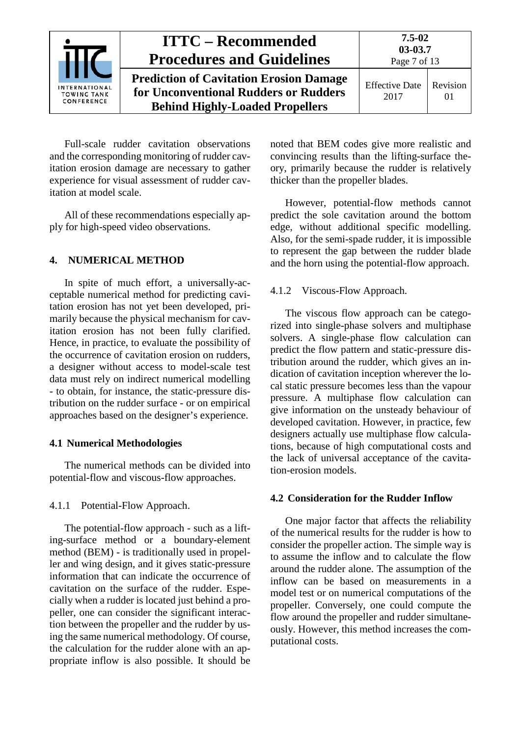Full-scale rudder cavitation observations and the corresponding monitoring of rudder cavitation erosion damage are necessary to gather experience for visual assessment of rudder cavitation at model scale.

All of these recommendations especially apply for high-speed video observations.

## 4. NUMERICAL METHOD

In spite of much effort, a universally-acceptable numerical method for predicting cavitation erosion has not yet been developed, primarily because the physical mechanism for cavitation erosion has not been fully clarified. Hence, in practice, to evaluate the possibility of the occurrence of cavitation erosion on rudders, a designer without access to model-scale test data must rely on indirect numerical modelling - to obtain, for instance, the static-pressure distribution on the rudder surface - or on empirical approaches based on the designer's experience.

### 4.1 Numerical Methodologies

The numerical methods can be divided into potential-flow and viscous-flow approaches.

#### 4.1.1 Potential-Flow Approach.

The potential-flow approach - such as a lifting-surface method or a boundary-element method (BEM) - is traditionally used in propeller and wing design, and it gives static-pressure information that can indicate the occurrence of cavitation on the surface of the rudder. Especially when a rudder is located just behind a propeller, one can consider the significant interaction between the propeller and the rudder by using the same numerical methodology. Of course, the calculation for the rudder alone with an appropriate inflow is also possible. It should be noted that BEM codes give more realistic and convincing results than the lifting-surface theory, primarily because the rudder is relatively thicker than the propeller blades.

However, potential-flow methods cannot predict the sole cavitation around the bottom edge, without additional specific modelling. Also, for the semi-spade rudder, it is impossible to represent the gap between the rudder blade and the horn using the potential-flow approach.

#### 4.1.2 Viscous-Flow Approach.

The viscous flow approach can be categorized into single-phase solvers and multiphase solvers. A single-phase flow calculation can predict the flow pattern and static-pressure distribution around the rudder, which gives an indication of cavitation inception wherever the local static pressure becomes less than the vapour pressure. A multiphase flow calculation can give information on the unsteady behaviour of developed cavitation. However, in practice, few designers actually use multiphase flow calculations, because of high computational costs and the lack of universal acceptance of the cavitation-erosion models.

### 4.2 Consideration for the Rudder Inflow

One major factor that affects the reliability of the numerical results for the rudder is how to consider the propeller action. The simple way is to assume the inflow and to calculate the flow around the rudder alone. The assumption of the inflow can be based on measurements in a model test or on numerical computations of the propeller. Conversely, one could compute the flow around the propeller and rudder simultaneously. However, this method increases the computational costs.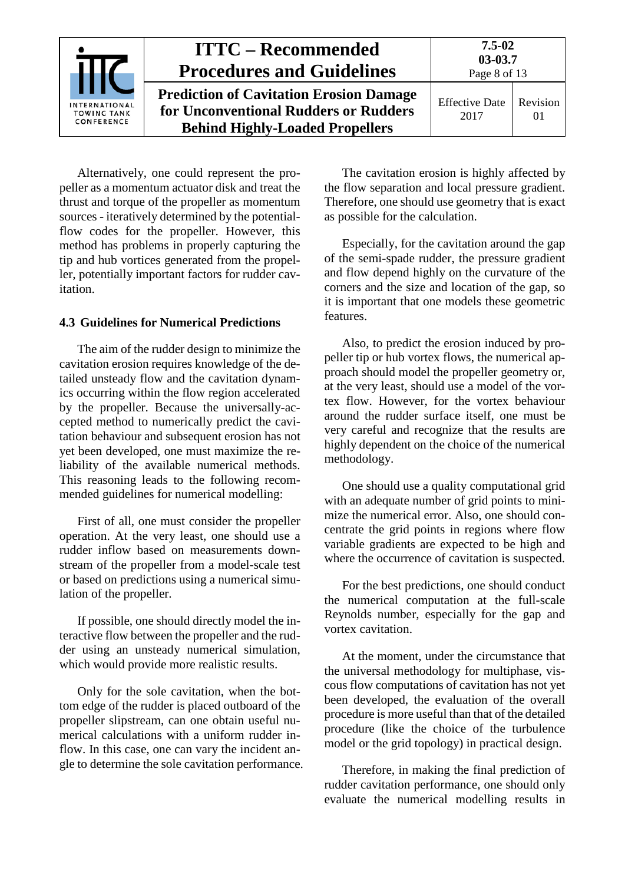Alternatively, one could represent the propeller as a momentum actuator disk and treat the thrust and torque of the propeller as momentum sources - iteratively determined by the potential-flow codes for the propeller. However, this method has problems in properly capturing the tip and hub vortices generated from the propeller, potentially important factors for rudder cavitation.

### 4.3 Guidelines for Numerical Predictions

The aim of the rudder design to minimize the cavitation erosion requires knowledge of the detailed unsteady flow and the cavitation dynamics occurring within the flow region accelerated by the propeller. Because the universally-accepted method to numerically predict the cavitation behaviour and subsequent erosion has not yet been developed, one must maximize the reliability of the available numerical methods. This reasoning leads to the following recommended guidelines for numerical modelling:

First of all, one must consider the propeller operation. At the very least, one should use a rudder inflow based on measurements downstream of the propeller from a model-scale test or based on predictions using a numerical simulation of the propeller.

If possible, one should directly model the interactive flow between the propeller and the rudder using an unsteady numerical simulation, which would provide more realistic results.

Only for the sole cavitation, when the bottom edge of the rudder is placed outboard of the propeller slipstream, can one obtain useful numerical calculations with a uniform rudder inflow. In this case, one can vary the incident angle to determine the sole cavitation performance.

The cavitation erosion is highly affected by the flow separation and local pressure gradient. Therefore, one should use geometry that is exact as possible for the calculation.

Especially, for the cavitation around the gap of the semi-spade rudder, the pressure gradient and flow depend highly on the curvature of the corners and the size and location of the gap, so it is important that one models these geometric features.

Also, to predict the erosion induced by propeller tip or hub vortex flows, the numerical approach should model the propeller geometry or, at the very least, should use a model of the vortex flow. However, for the vortex behaviour around the rudder surface itself, one must be very careful and recognize that the results are highly dependent on the choice of the numerical methodology.

One should use a quality computational grid with an adequate number of grid points to minimize the numerical error. Also, one should concentrate the grid points in regions where flow variable gradients are expected to be high and where the occurrence of cavitation is suspected.

For the best predictions, one should conduct the numerical computation at the full-scale Reynolds number, especially for the gap and vortex cavitation.

At the moment, under the circumstance that the universal methodology for multiphase, viscous flow computations of cavitation has not yet been developed, the evaluation of the overall procedure is more useful than that of the detailed procedure (like the choice of the turbulence model or the grid topology) in practical design.

Therefore, in making the final prediction of rudder cavitation performance, one should only evaluate the numerical modelling results in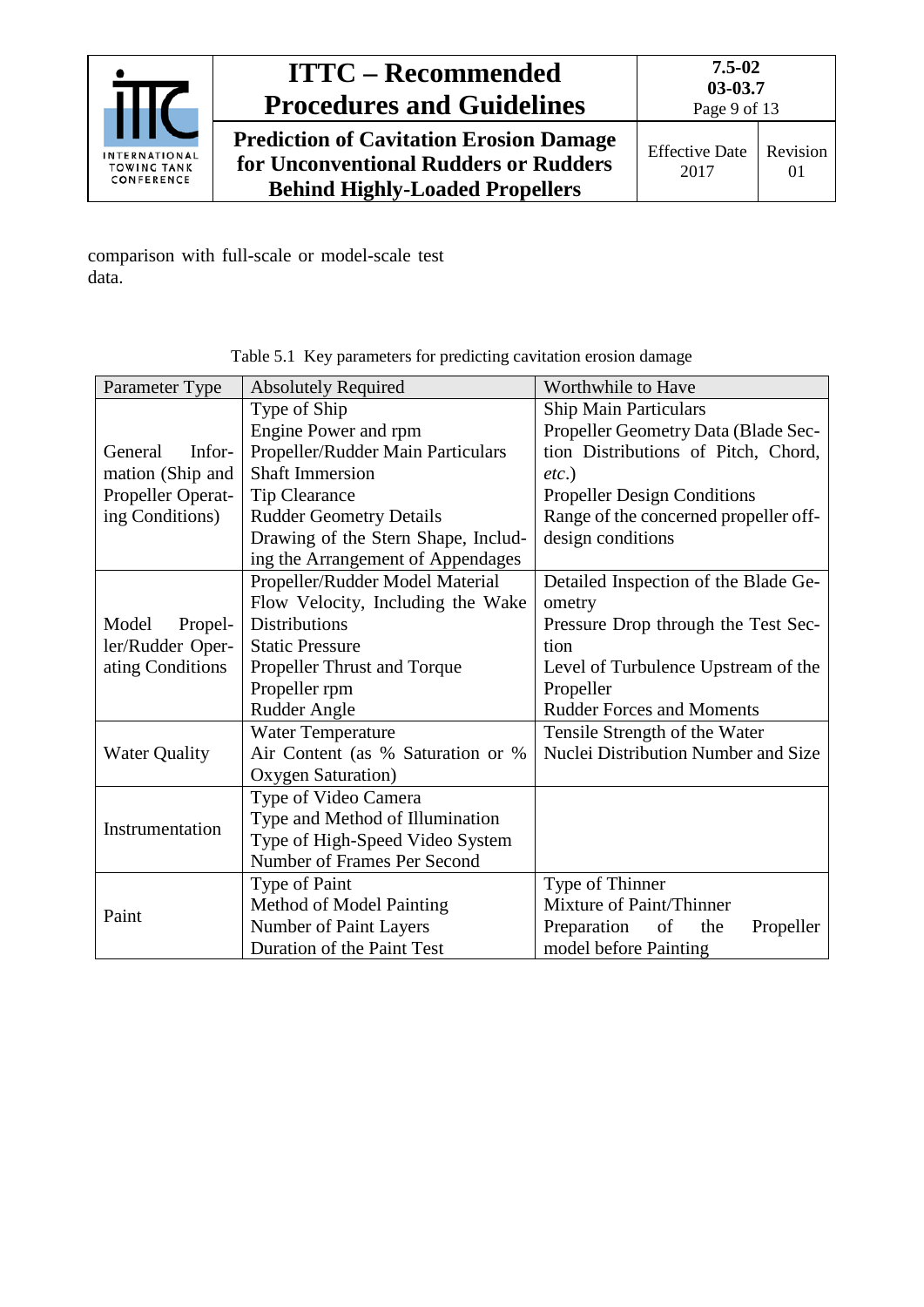comparison with full-scale or model-scale test data.

Table 5.1 Key parameters for predicting cavitation erosion damage

| Parameter Type | Absolutely Required | Worthwhile to Have |
|---|---|---|
| General Information (Ship and Propeller Operating Conditions) | Type of Ship<br>Engine Power and rpm<br>Propeller/Rudder Main Particulars<br>Shaft Immersion<br>Tip Clearance<br>Rudder Geometry Details<br>Drawing of the Stern Shape, Including the Arrangement of Appendages | Ship Main Particulars<br>Propeller Geometry Data (Blade Section Distributions of Pitch, Chord, *etc.*)<br>Propeller Design Conditions<br>Range of the concerned propeller off-design conditions |
| Model Propeller/Rudder Operating Conditions | Propeller/Rudder Model Material<br>Flow Velocity, Including the Wake Distributions<br>Static Pressure<br>Propeller Thrust and Torque<br>Propeller rpm<br>Rudder Angle | Detailed Inspection of the Blade Geometry<br>Pressure Drop through the Test Section<br>Level of Turbulence Upstream of the Propeller<br>Rudder Forces and Moments |
| Water Quality | Water Temperature<br>Air Content (as % Saturation or % Oxygen Saturation) | Tensile Strength of the Water<br>Nuclei Distribution Number and Size |
| Instrumentation | Type of Video Camera<br>Type and Method of Illumination<br>Type of High-Speed Video System<br>Number of Frames Per Second | |
| Paint | Type of Paint<br>Method of Model Painting<br>Number of Paint Layers<br>Duration of the Paint Test | Type of Thinner<br>Mixture of Paint/Thinner<br>Preparation of the Propeller model before Painting |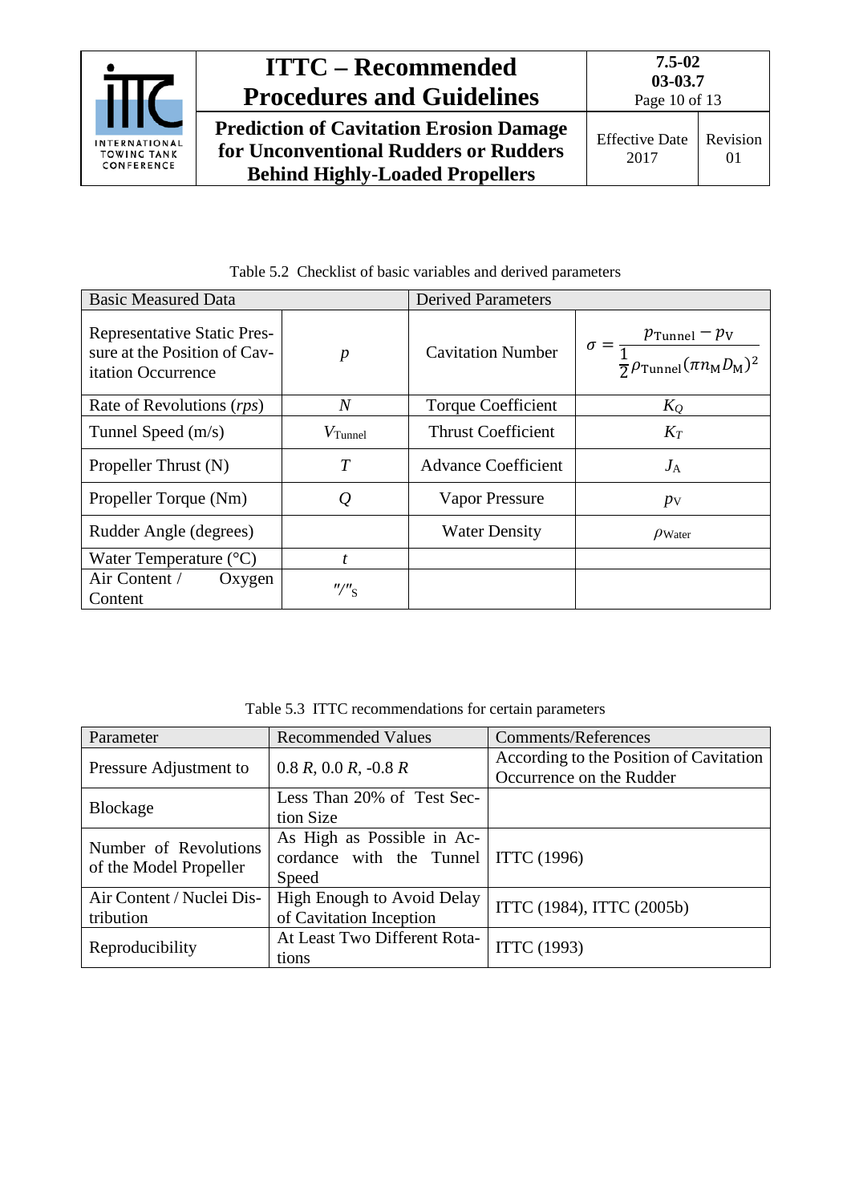Table 5.2 Checklist of basic variables and derived parameters

| Basic Measured Data | | Derived Parameters | |
|---|---|---|---|
| Representative Static Pressure at the Position of Cavitation Occurrence | $p$ | Cavitation Number | $\sigma = \dfrac{p_{\text{Tunnel}} - p_{\text{V}}}{\frac{1}{2}\rho_{\text{Tunnel}}(\pi n_{\text{M}} D_{\text{M}})^2}$ |
| Rate of Revolutions (*rps*) | $N$ | Torque Coefficient | $K_Q$ |
| Tunnel Speed (m/s) | $V_{\text{Tunnel}}$ | Thrust Coefficient | $K_T$ |
| Propeller Thrust (N) | $T$ | Advance Coefficient | $J_{\text{A}}$ |
| Propeller Torque (Nm) | $Q$ | Vapor Pressure | $p_{\text{V}}$ |
| Rudder Angle (degrees) | | Water Density | $\rho_{\text{Water}}$ |
| Water Temperature (°C) | $t$ | | |
| Air Content / Oxygen Content | $''/''_{\text{S}}$ | | |

Table 5.3 ITTC recommendations for certain parameters

| Parameter | Recommended Values | Comments/References |
|---|---|---|
| Pressure Adjustment to | 0.8 *R*, 0.0 *R*, -0.8 *R* | According to the Position of Cavitation Occurrence on the Rudder |
| Blockage | Less Than 20% of Test Section Size | |
| Number of Revolutions of the Model Propeller | As High as Possible in Accordance with the Tunnel Speed | ITTC (1996) |
| Air Content / Nuclei Distribution | High Enough to Avoid Delay of Cavitation Inception | ITTC (1984), ITTC (2005b) |
| Reproducibility | At Least Two Different Rotations | ITTC (1993) |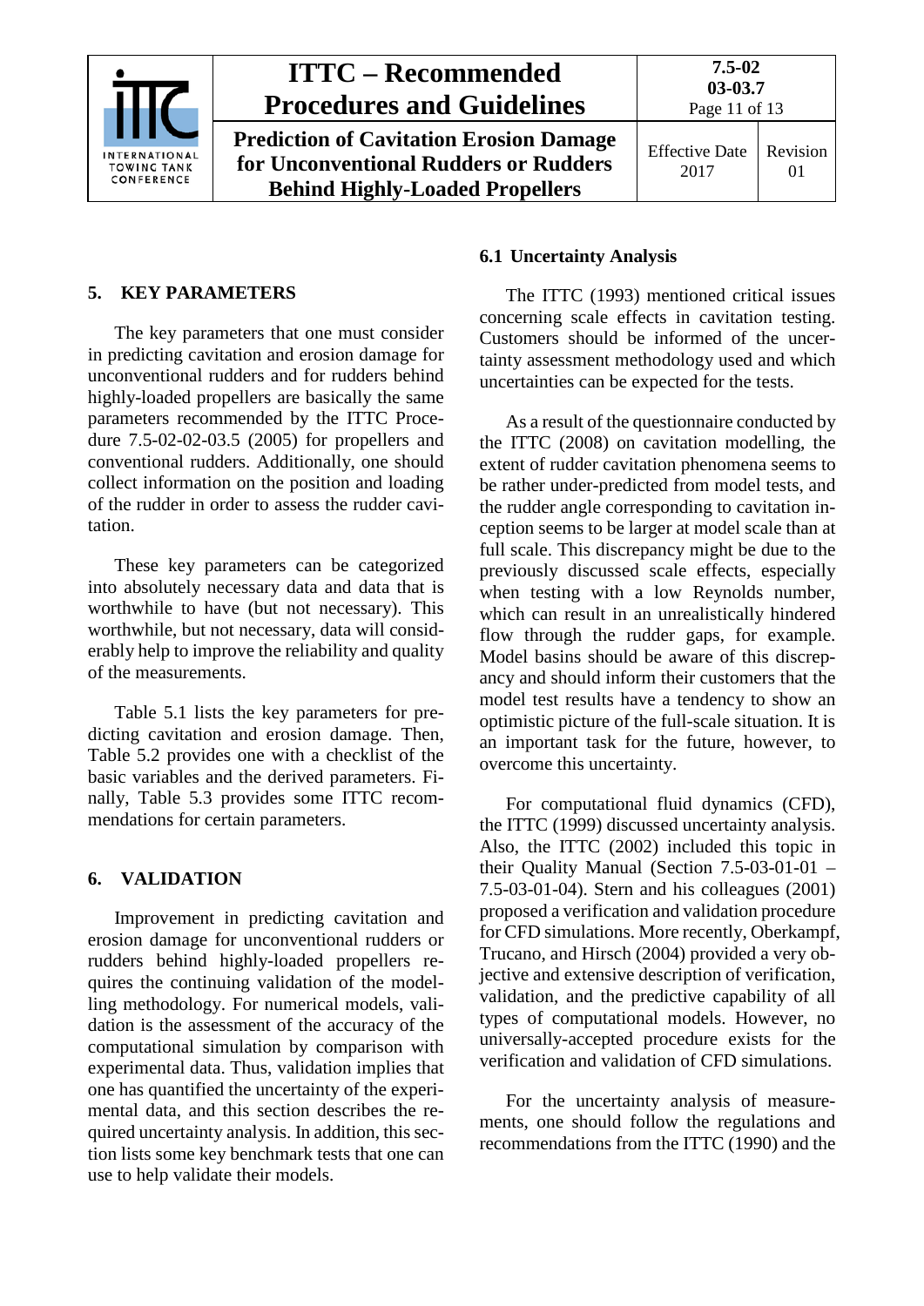## 5. KEY PARAMETERS

The key parameters that one must consider in predicting cavitation and erosion damage for unconventional rudders and for rudders behind highly-loaded propellers are basically the same parameters recommended by the ITTC Procedure 7.5-02-02-03.5 (2005) for propellers and conventional rudders. Additionally, one should collect information on the position and loading of the rudder in order to assess the rudder cavitation.

These key parameters can be categorized into absolutely necessary data and data that is worthwhile to have (but not necessary). This worthwhile, but not necessary, data will considerably help to improve the reliability and quality of the measurements.

Table 5.1 lists the key parameters for predicting cavitation and erosion damage. Then, Table 5.2 provides one with a checklist of the basic variables and the derived parameters. Finally, Table 5.3 provides some ITTC recommendations for certain parameters.

## 6. VALIDATION

Improvement in predicting cavitation and erosion damage for unconventional rudders or rudders behind highly-loaded propellers requires the continuing validation of the modelling methodology. For numerical models, validation is the assessment of the accuracy of the computational simulation by comparison with experimental data. Thus, validation implies that one has quantified the uncertainty of the experimental data, and this section describes the required uncertainty analysis. In addition, this section lists some key benchmark tests that one can use to help validate their models.

### 6.1 Uncertainty Analysis

The ITTC (1993) mentioned critical issues concerning scale effects in cavitation testing. Customers should be informed of the uncertainty assessment methodology used and which uncertainties can be expected for the tests.

As a result of the questionnaire conducted by the ITTC (2008) on cavitation modelling, the extent of rudder cavitation phenomena seems to be rather under-predicted from model tests, and the rudder angle corresponding to cavitation inception seems to be larger at model scale than at full scale. This discrepancy might be due to the previously discussed scale effects, especially when testing with a low Reynolds number, which can result in an unrealistically hindered flow through the rudder gaps, for example. Model basins should be aware of this discrepancy and should inform their customers that the model test results have a tendency to show an optimistic picture of the full-scale situation. It is an important task for the future, however, to overcome this uncertainty.

For computational fluid dynamics (CFD), the ITTC (1999) discussed uncertainty analysis. Also, the ITTC (2002) included this topic in their Quality Manual (Section 7.5-03-01-01 – 7.5-03-01-04). Stern and his colleagues (2001) proposed a verification and validation procedure for CFD simulations. More recently, Oberkampf, Trucano, and Hirsch (2004) provided a very objective and extensive description of verification, validation, and the predictive capability of all types of computational models. However, no universally-accepted procedure exists for the verification and validation of CFD simulations.

For the uncertainty analysis of measurements, one should follow the regulations and recommendations from the ITTC (1990) and the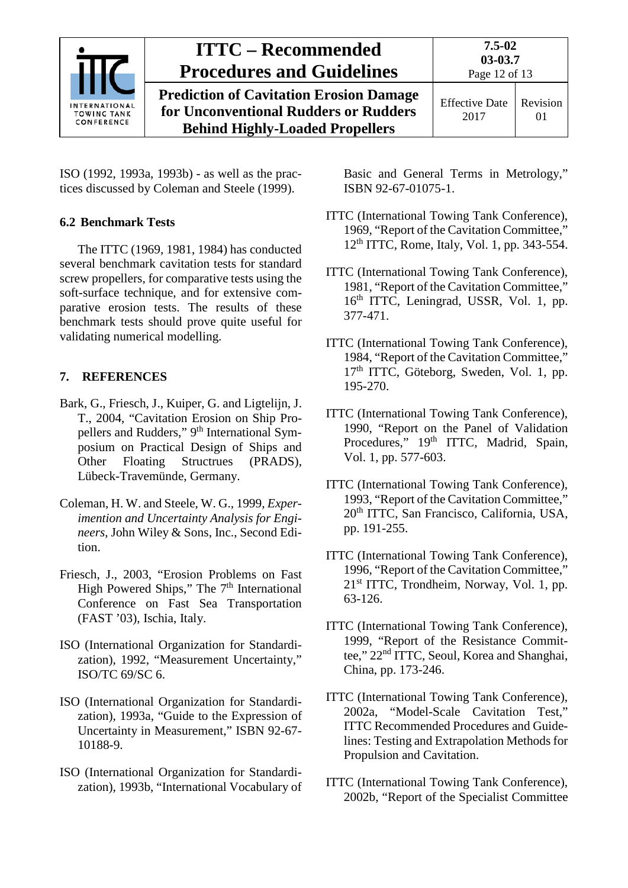ISO (1992, 1993a, 1993b) - as well as the practices discussed by Coleman and Steele (1999).

### 6.2 Benchmark Tests

The ITTC (1969, 1981, 1984) has conducted several benchmark cavitation tests for standard screw propellers, for comparative tests using the soft-surface technique, and for extensive comparative erosion tests. The results of these benchmark tests should prove quite useful for validating numerical modelling.

## 7. REFERENCES

Bark, G., Friesch, J., Kuiper, G. and Ligtelijn, J. T., 2004, "Cavitation Erosion on Ship Propellers and Rudders," 9th International Symposium on Practical Design of Ships and Other Floating Structrues (PRADS), Lübeck-Travemünde, Germany.

Coleman, H. W. and Steele, W. G., 1999, *Experimention and Uncertainty Analysis for Engineers*, John Wiley & Sons, Inc., Second Edition.

Friesch, J., 2003, "Erosion Problems on Fast High Powered Ships," The 7th International Conference on Fast Sea Transportation (FAST '03), Ischia, Italy.

ISO (International Organization for Standardization), 1992, "Measurement Uncertainty," ISO/TC 69/SC 6.

ISO (International Organization for Standardization), 1993a, "Guide to the Expression of Uncertainty in Measurement," ISBN 92-67-10188-9.

ISO (International Organization for Standardization), 1993b, "International Vocabulary of Basic and General Terms in Metrology," ISBN 92-67-01075-1.

ITTC (International Towing Tank Conference), 1969, "Report of the Cavitation Committee," 12th ITTC, Rome, Italy, Vol. 1, pp. 343-554.

ITTC (International Towing Tank Conference), 1981, "Report of the Cavitation Committee," 16th ITTC, Leningrad, USSR, Vol. 1, pp. 377-471.

ITTC (International Towing Tank Conference), 1984, "Report of the Cavitation Committee," 17th ITTC, Göteborg, Sweden, Vol. 1, pp. 195-270.

ITTC (International Towing Tank Conference), 1990, "Report on the Panel of Validation Procedures," 19th ITTC, Madrid, Spain, Vol. 1, pp. 577-603.

ITTC (International Towing Tank Conference), 1993, "Report of the Cavitation Committee," 20th ITTC, San Francisco, California, USA, pp. 191-255.

ITTC (International Towing Tank Conference), 1996, "Report of the Cavitation Committee," 21st ITTC, Trondheim, Norway, Vol. 1, pp. 63-126.

ITTC (International Towing Tank Conference), 1999, "Report of the Resistance Committee," 22nd ITTC, Seoul, Korea and Shanghai, China, pp. 173-246.

ITTC (International Towing Tank Conference), 2002a, "Model-Scale Cavitation Test," ITTC Recommended Procedures and Guidelines: Testing and Extrapolation Methods for Propulsion and Cavitation.

ITTC (International Towing Tank Conference), 2002b, "Report of the Specialist Committee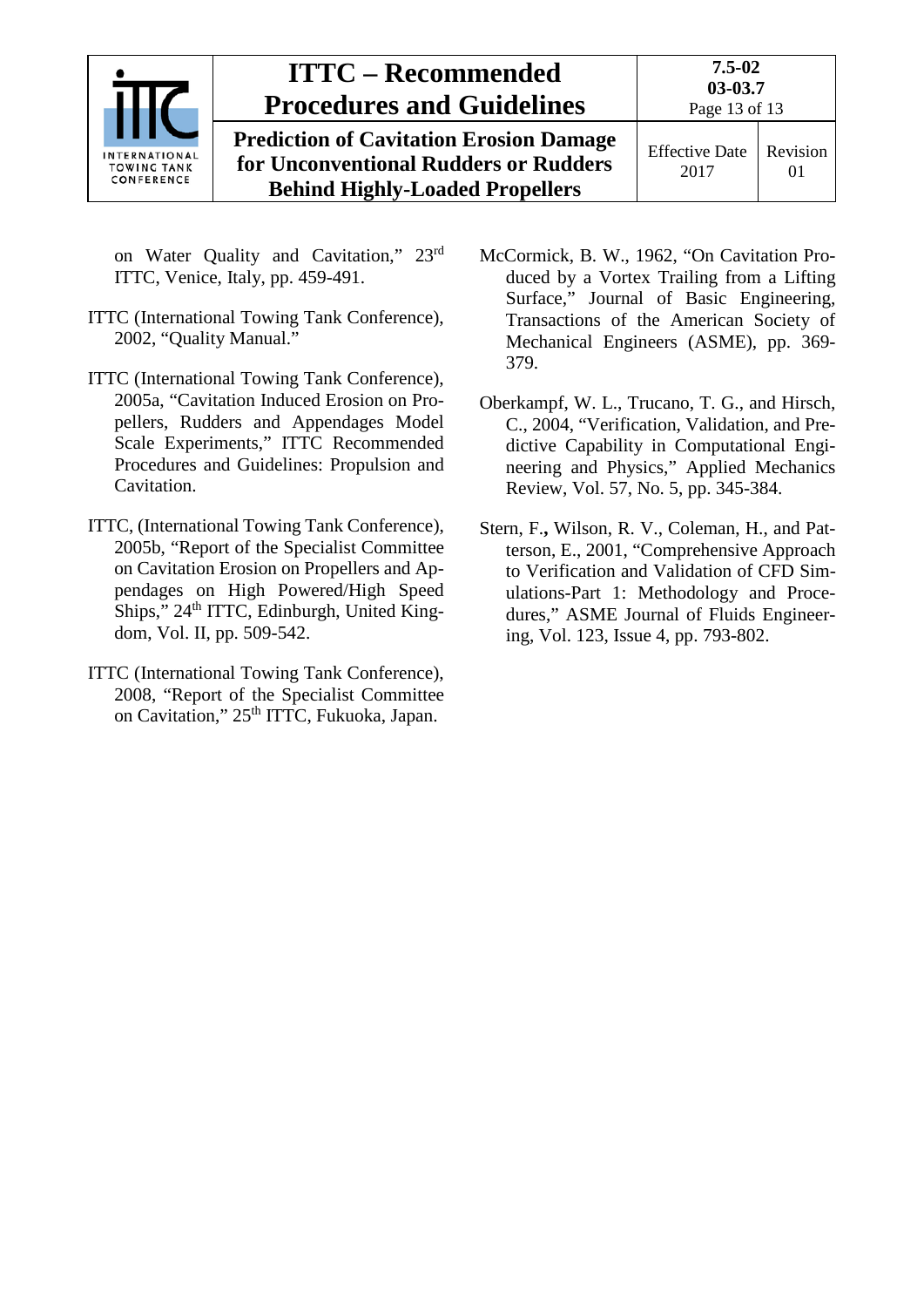on Water Quality and Cavitation," 23rd ITTC, Venice, Italy, pp. 459-491.

ITTC (International Towing Tank Conference), 2002, "Quality Manual."

ITTC (International Towing Tank Conference), 2005a, "Cavitation Induced Erosion on Propellers, Rudders and Appendages Model Scale Experiments," ITTC Recommended Procedures and Guidelines: Propulsion and Cavitation.

ITTC, (International Towing Tank Conference), 2005b, "Report of the Specialist Committee on Cavitation Erosion on Propellers and Appendages on High Powered/High Speed Ships," 24th ITTC, Edinburgh, United Kingdom, Vol. II, pp. 509-542.

ITTC (International Towing Tank Conference), 2008, "Report of the Specialist Committee on Cavitation," 25th ITTC, Fukuoka, Japan.

McCormick, B. W., 1962, "On Cavitation Produced by a Vortex Trailing from a Lifting Surface," Journal of Basic Engineering, Transactions of the American Society of Mechanical Engineers (ASME), pp. 369-379.

Oberkampf, W. L., Trucano, T. G., and Hirsch, C., 2004, "Verification, Validation, and Predictive Capability in Computational Engineering and Physics," Applied Mechanics Review, Vol. 57, No. 5, pp. 345-384.

Stern, F., Wilson, R. V., Coleman, H., and Patterson, E., 2001, "Comprehensive Approach to Verification and Validation of CFD Simulations-Part 1: Methodology and Procedures," ASME Journal of Fluids Engineering, Vol. 123, Issue 4, pp. 793-802.